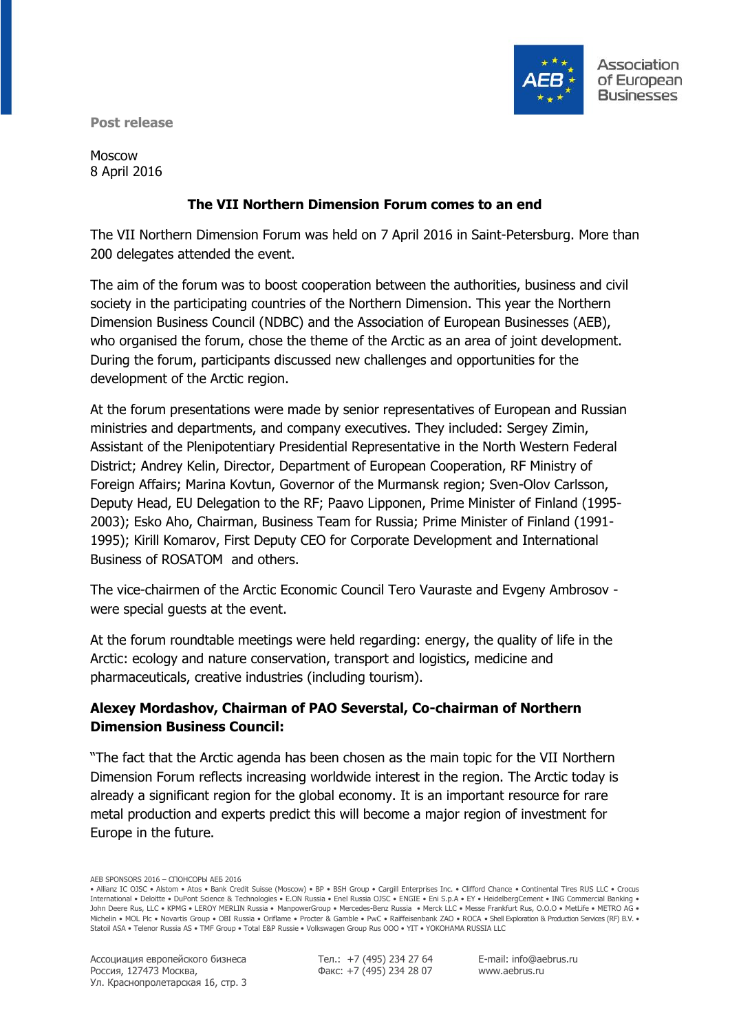Association of European Businesses

**Post release**

Moscow
8 April 2016

## The VII Northern Dimension Forum comes to an end

The VII Northern Dimension Forum was held on 7 April 2016 in Saint-Petersburg. More than 200 delegates attended the event.

The aim of the forum was to boost cooperation between the authorities, business and civil society in the participating countries of the Northern Dimension. This year the Northern Dimension Business Council (NDBC) and the Association of European Businesses (AEB), who organised the forum, chose the theme of the Arctic as an area of joint development. During the forum, participants discussed new challenges and opportunities for the development of the Arctic region.

At the forum presentations were made by senior representatives of European and Russian ministries and departments, and company executives. They included: Sergey Zimin, Assistant of the Plenipotentiary Presidential Representative in the North Western Federal District; Andrey Kelin, Director, Department of European Cooperation, RF Ministry of Foreign Affairs; Marina Kovtun, Governor of the Murmansk region; Sven-Olov Carlsson, Deputy Head, EU Delegation to the RF; Paavo Lipponen, Prime Minister of Finland (1995-2003); Esko Aho, Chairman, Business Team for Russia; Prime Minister of Finland (1991-1995); Kirill Komarov, First Deputy CEO for Corporate Development and International Business of ROSATOM and others.

The vice-chairmen of the Arctic Economic Council Tero Vauraste and Evgeny Ambrosov - were special guests at the event.

At the forum roundtable meetings were held regarding: energy, the quality of life in the Arctic: ecology and nature conservation, transport and logistics, medicine and pharmaceuticals, creative industries (including tourism).

**Alexey Mordashov, Chairman of PAO Severstal, Co-chairman of Northern Dimension Business Council:**

"The fact that the Arctic agenda has been chosen as the main topic for the VII Northern Dimension Forum reflects increasing worldwide interest in the region. The Arctic today is already a significant region for the global economy. It is an important resource for rare metal production and experts predict this will become a major region of investment for Europe in the future.

AEB SPONSORS 2016 – СПОНСОРЫ АЕБ 2016

• Allianz IC OJSC • Alstom • Atos • Bank Credit Suisse (Moscow) • BP • BSH Group • Cargill Enterprises Inc. • Clifford Chance • Continental Tires RUS LLC • Crocus International • Deloitte • DuPont Science & Technologies • E.ON Russia • Enel Russia OJSC • ENGIE • Eni S.p.A • EY • HeidelbergCement • ING Commercial Banking • John Deere Rus, LLC • KPMG • LEROY MERLIN Russia • ManpowerGroup • Mercedes-Benz Russia • Merck LLC • Messe Frankfurt Rus, O.O.O • MetLife • METRO AG • Michelin • MOL Plc • Novartis Group • OBI Russia • Oriflame • Procter & Gamble • PwC • Raiffeisenbank ZAO • ROCA • Shell Exploration & Production Services (RF) B.V. • Statoil ASA • Telenor Russia AS • TMF Group • Total E&P Russie • Volkswagen Group Rus OOO • YIT • YOKOHAMA RUSSIA LLC

Ассоциация европейского бизнеса
Россия, 127473 Москва,
Ул. Краснопролетарская 16, стр. 3

Тел.: +7 (495) 234 27 64
Факс: +7 (495) 234 28 07

E-mail: info@aebrus.ru
www.aebrus.ru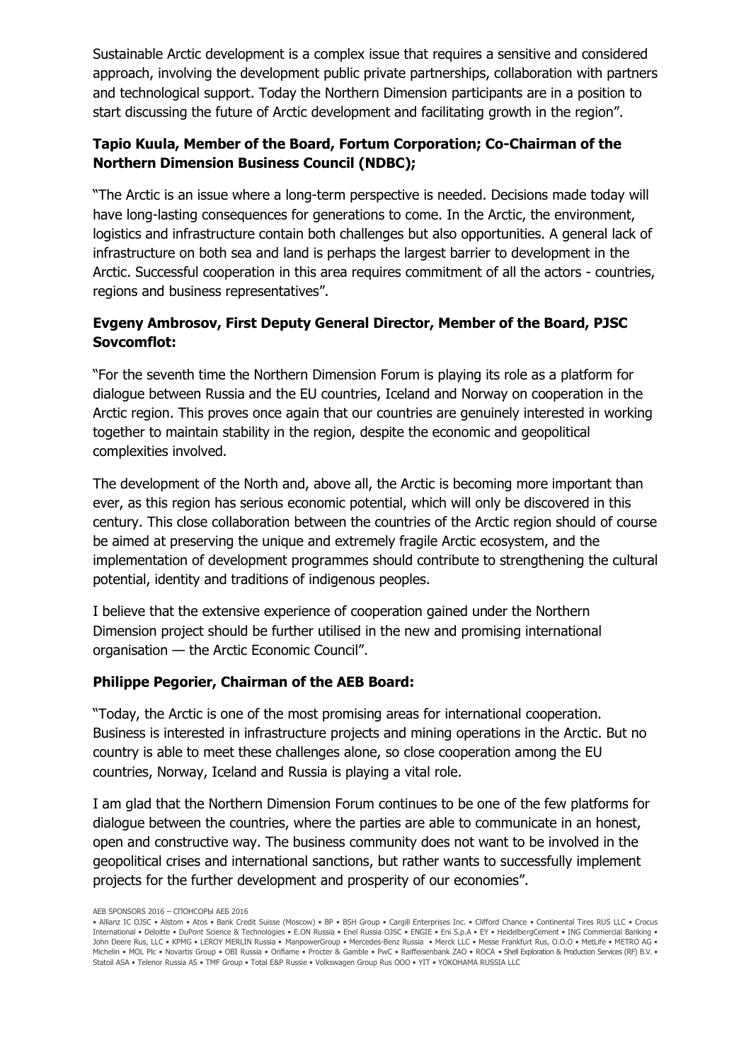Sustainable Arctic development is a complex issue that requires a sensitive and considered approach, involving the development public private partnerships, collaboration with partners and technological support. Today the Northern Dimension participants are in a position to start discussing the future of Arctic development and facilitating growth in the region".

**Tapio Kuula, Member of the Board, Fortum Corporation; Co-Chairman of the Northern Dimension Business Council (NDBC);**

"The Arctic is an issue where a long-term perspective is needed. Decisions made today will have long-lasting consequences for generations to come. In the Arctic, the environment, logistics and infrastructure contain both challenges but also opportunities. A general lack of infrastructure on both sea and land is perhaps the largest barrier to development in the Arctic. Successful cooperation in this area requires commitment of all the actors - countries, regions and business representatives".

**Evgeny Ambrosov, First Deputy General Director, Member of the Board, PJSC Sovcomflot:**

"For the seventh time the Northern Dimension Forum is playing its role as a platform for dialogue between Russia and the EU countries, Iceland and Norway on cooperation in the Arctic region. This proves once again that our countries are genuinely interested in working together to maintain stability in the region, despite the economic and geopolitical complexities involved.

The development of the North and, above all, the Arctic is becoming more important than ever, as this region has serious economic potential, which will only be discovered in this century. This close collaboration between the countries of the Arctic region should of course be aimed at preserving the unique and extremely fragile Arctic ecosystem, and the implementation of development programmes should contribute to strengthening the cultural potential, identity and traditions of indigenous peoples.

I believe that the extensive experience of cooperation gained under the Northern Dimension project should be further utilised in the new and promising international organisation — the Arctic Economic Council".

**Philippe Pegorier, Chairman of the AEB Board:**

"Today, the Arctic is one of the most promising areas for international cooperation. Business is interested in infrastructure projects and mining operations in the Arctic. But no country is able to meet these challenges alone, so close cooperation among the EU countries, Norway, Iceland and Russia is playing a vital role.

I am glad that the Northern Dimension Forum continues to be one of the few platforms for dialogue between the countries, where the parties are able to communicate in an honest, open and constructive way. The business community does not want to be involved in the geopolitical crises and international sanctions, but rather wants to successfully implement projects for the further development and prosperity of our economies".

AEB SPONSORS 2016 – СПОНСОРЫ АЕБ 2016

• Allianz IC OJSC • Alstom • Atos • Bank Credit Suisse (Moscow) • BP • BSH Group • Cargill Enterprises Inc. • Clifford Chance • Continental Tires RUS LLC • Crocus International • Deloitte • DuPont Science & Technologies • E.ON Russia • Enel Russia OJSC • ENGIE • Eni S.p.A • EY • HeidelbergCement • ING Commercial Banking • John Deere Rus, LLC • KPMG • LEROY MERLIN Russia • ManpowerGroup • Mercedes-Benz Russia • Merck LLC • Messe Frankfurt Rus, O.O.O • MetLife • METRO AG • Michelin • MOL Plc • Novartis Group • OBI Russia • Oriflame • Procter & Gamble • PwC • Raiffeisenbank ZAO • ROCA • Shell Exploration & Production Services (RF) B.V. • Statoil ASA • Telenor Russia AS • TMF Group • Total E&P Russie • Volkswagen Group Rus OOO • YIT • YOKOHAMA RUSSIA LLC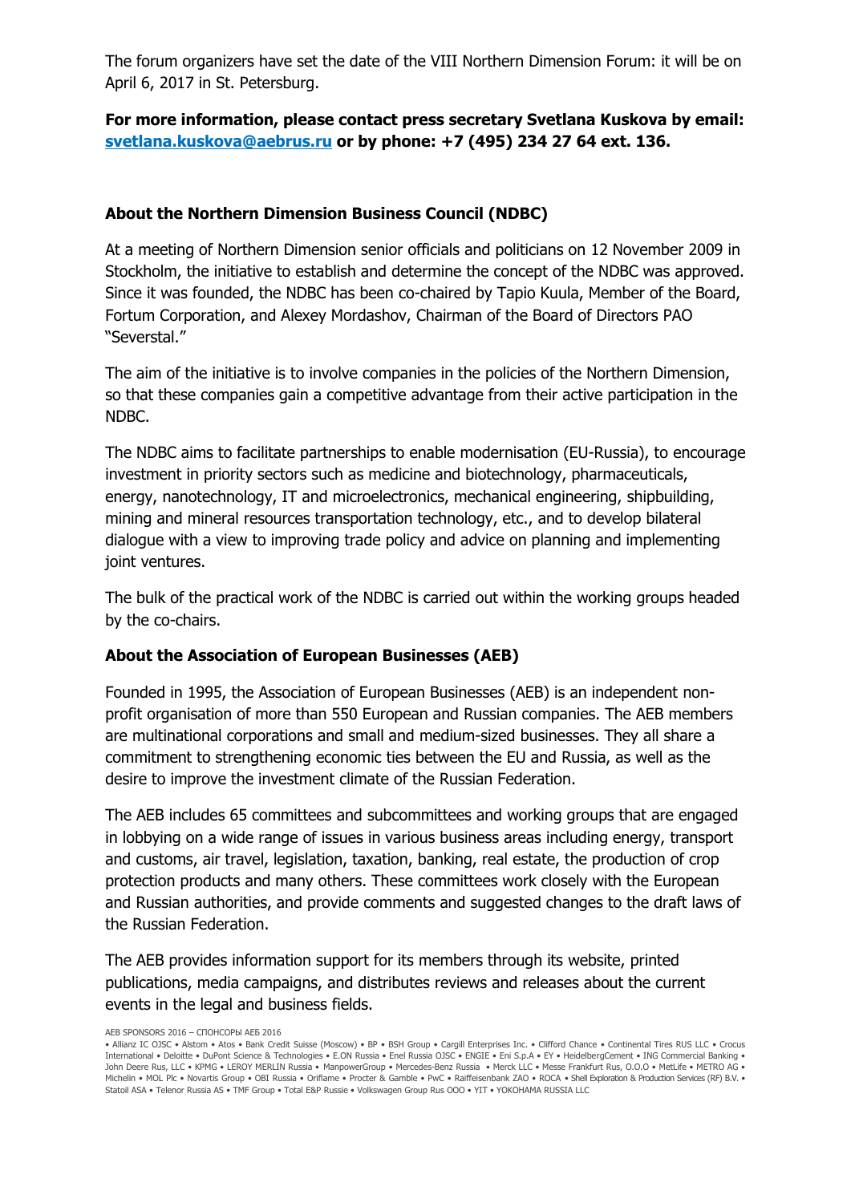The forum organizers have set the date of the VIII Northern Dimension Forum: it will be on April 6, 2017 in St. Petersburg.

**For more information, please contact press secretary Svetlana Kuskova by email: svetlana.kuskova@aebrus.ru or by phone: +7 (495) 234 27 64 ext. 136.**

## About the Northern Dimension Business Council (NDBC)

At a meeting of Northern Dimension senior officials and politicians on 12 November 2009 in Stockholm, the initiative to establish and determine the concept of the NDBC was approved. Since it was founded, the NDBC has been co-chaired by Tapio Kuula, Member of the Board, Fortum Corporation, and Alexey Mordashov, Chairman of the Board of Directors PAO "Severstal."

The aim of the initiative is to involve companies in the policies of the Northern Dimension, so that these companies gain a competitive advantage from their active participation in the NDBC.

The NDBC aims to facilitate partnerships to enable modernisation (EU-Russia), to encourage investment in priority sectors such as medicine and biotechnology, pharmaceuticals, energy, nanotechnology, IT and microelectronics, mechanical engineering, shipbuilding, mining and mineral resources transportation technology, etc., and to develop bilateral dialogue with a view to improving trade policy and advice on planning and implementing joint ventures.

The bulk of the practical work of the NDBC is carried out within the working groups headed by the co-chairs.

## About the Association of European Businesses (AEB)

Founded in 1995, the Association of European Businesses (AEB) is an independent non-profit organisation of more than 550 European and Russian companies. The AEB members are multinational corporations and small and medium-sized businesses. They all share a commitment to strengthening economic ties between the EU and Russia, as well as the desire to improve the investment climate of the Russian Federation.

The AEB includes 65 committees and subcommittees and working groups that are engaged in lobbying on a wide range of issues in various business areas including energy, transport and customs, air travel, legislation, taxation, banking, real estate, the production of crop protection products and many others. These committees work closely with the European and Russian authorities, and provide comments and suggested changes to the draft laws of the Russian Federation.

The AEB provides information support for its members through its website, printed publications, media campaigns, and distributes reviews and releases about the current events in the legal and business fields.

AEB SPONSORS 2016 – СПОНСОРЫ АЕБ 2016

• Allianz IC OJSC • Alstom • Atos • Bank Credit Suisse (Moscow) • BP • BSH Group • Cargill Enterprises Inc. • Clifford Chance • Continental Tires RUS LLC • Crocus International • Deloitte • DuPont Science & Technologies • E.ON Russia • Enel Russia OJSC • ENGIE • Eni S.p.A • EY • HeidelbergCement • ING Commercial Banking • John Deere Rus, LLC • KPMG • LEROY MERLIN Russia • ManpowerGroup • Mercedes-Benz Russia • Merck LLC • Messe Frankfurt Rus, O.O.O • MetLife • METRO AG • Michelin • MOL Plc • Novartis Group • OBI Russia • Oriflame • Procter & Gamble • PwC • Raiffeisenbank ZAO • ROCA • Shell Exploration & Production Services (RF) B.V. • Statoil ASA • Telenor Russia AS • TMF Group • Total E&P Russie • Volkswagen Group Rus OOO • YIT • YOKOHAMA RUSSIA LLC